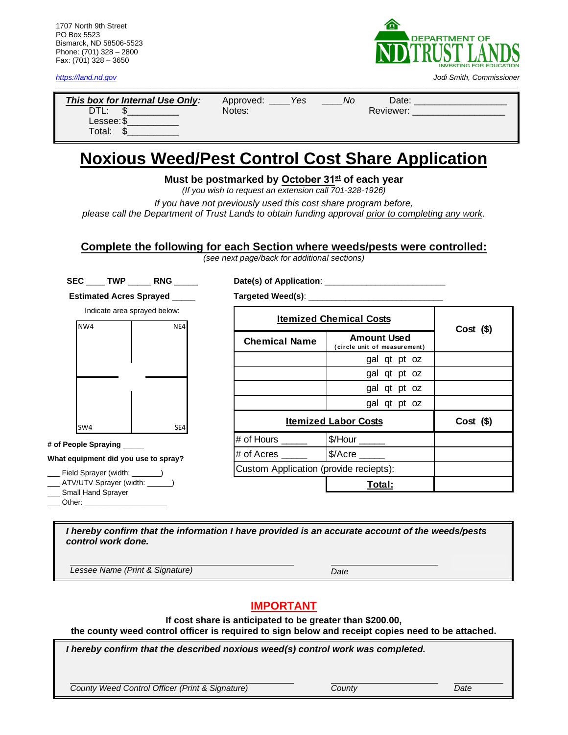1707 North 9th Street
PO Box 5523
Bismarck, ND 58506-5523
Phone: (701) 328 – 2800
Fax: (701) 328 – 3650

https://land.nd.gov

DEPARTMENT OF ND TRUST LANDS
INVESTING FOR EDUCATION

*Jodi Smith, Commissioner*

---

***This box for Internal Use Only:***
DTL: $__________
Lessee: $__________
Total: $__________

Approved: ____*Yes* ____*No*    Date: __________________
Notes:    Reviewer: __________________

---

# Noxious Weed/Pest Control Cost Share Application

**Must be postmarked by October 31st of each year**

*(If you wish to request an extension call 701-328-1926)*

*If you have not previously used this cost share program before, please call the Department of Trust Lands to obtain funding approval prior to completing any work.*

## Complete the following for each Section where weeds/pests were controlled:

*(see next page/back for additional sections)*

**SEC** ____ **TWP** _____ **RNG** _____

**Estimated Acres Sprayed** _____

Indicate area sprayed below:

| NW4 | NE4 |
|---|---|
| SW4 | SE4 |

**# of People Spraying** _____

**What equipment did you use to spray?**

- ___ Field Sprayer (width: _______)
- ___ ATV/UTV Sprayer (width: ______)
- ___ Small Hand Sprayer
- ___ Other: ___________________

**Date(s) of Application**: _________________________

**Targeted Weed(s)**: ____________________________

| Itemized Chemical Costs | | Cost ($) |
|---|---|---|
| **Chemical Name** | **Amount Used** (circle unit of measurement) | |
| | gal qt pt oz | |
| | gal qt pt oz | |
| | gal qt pt oz | |
| | gal qt pt oz | |
| **Itemized Labor Costs** | | **Cost ($)** |
| # of Hours _____ | $/Hour _____ | |
| # of Acres _____ | $/Acre _____ | |
| Custom Application (provide reciepts): | | |
| | **Total:** | |

***I hereby confirm that the information I have provided is an accurate account of the weeds/pests control work done.***

_______________________________ Lessee Name (Print & Signature)    _______________ Date

## IMPORTANT

**If cost share is anticipated to be greater than $200.00, the county weed control officer is required to sign below and receipt copies need to be attached.**

***I hereby confirm that the described noxious weed(s) control work was completed.***

_______________________________ County Weed Control Officer (Print & Signature)    _______________ County    __________ Date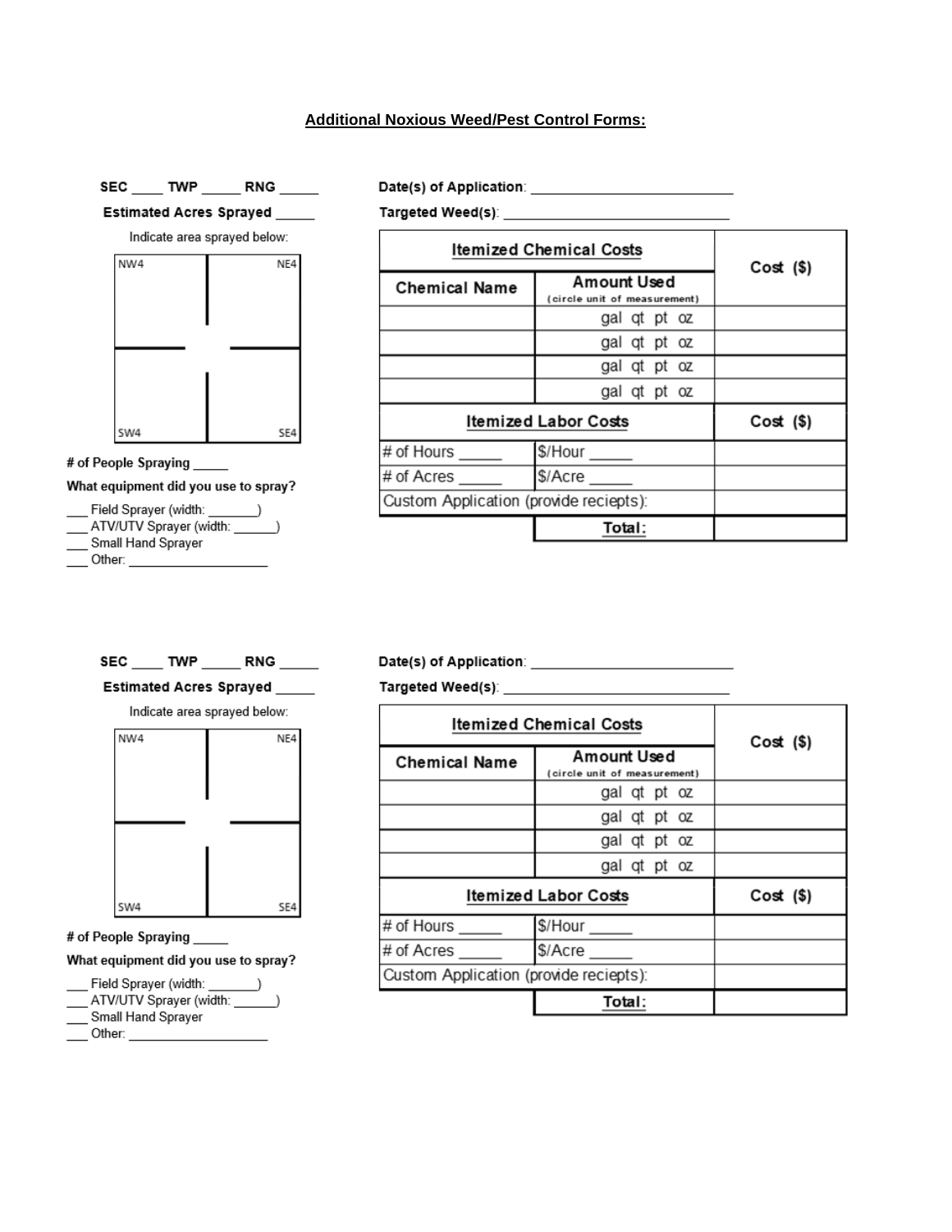**Additional Noxious Weed/Pest Control Forms:**

**SEC** ____ **TWP** _____ **RNG** _____

**Estimated Acres Sprayed** _____

Indicate area sprayed below:

NW4 NE4

SW4 SE4

**# of People Spraying** _____

**What equipment did you use to spray?**

___ Field Sprayer (width: _______)
___ ATV/UTV Sprayer (width: ______)
___ Small Hand Sprayer
___ Other: ___________________

**Date(s) of Application**: ___________________________

**Targeted Weed(s)**: ______________________________

| Itemized Chemical Costs | | Cost ($) |
|---|---|---|
| **Chemical Name** | **Amount Used** (circle unit of measurement) | |
| | gal qt pt oz | |
| | gal qt pt oz | |
| | gal qt pt oz | |
| | gal qt pt oz | |
| **Itemized Labor Costs** | | **Cost ($)** |
| # of Hours _____ | $/Hour _____ | |
| # of Acres _____ | $/Acre _____ | |
| Custom Application (provide reciepts): | | |
| | **Total:** | |

**SEC** ____ **TWP** _____ **RNG** _____

**Estimated Acres Sprayed** _____

Indicate area sprayed below:

NW4 NE4

SW4 SE4

**# of People Spraying** _____

**What equipment did you use to spray?**

___ Field Sprayer (width: _______)
___ ATV/UTV Sprayer (width: ______)
___ Small Hand Sprayer
___ Other: ___________________

**Date(s) of Application**: ___________________________

**Targeted Weed(s)**: ______________________________

| Itemized Chemical Costs | | Cost ($) |
|---|---|---|
| **Chemical Name** | **Amount Used** (circle unit of measurement) | |
| | gal qt pt oz | |
| | gal qt pt oz | |
| | gal qt pt oz | |
| | gal qt pt oz | |
| **Itemized Labor Costs** | | **Cost ($)** |
| # of Hours _____ | $/Hour _____ | |
| # of Acres _____ | $/Acre _____ | |
| Custom Application (provide reciepts): | | |
| | **Total:** | |